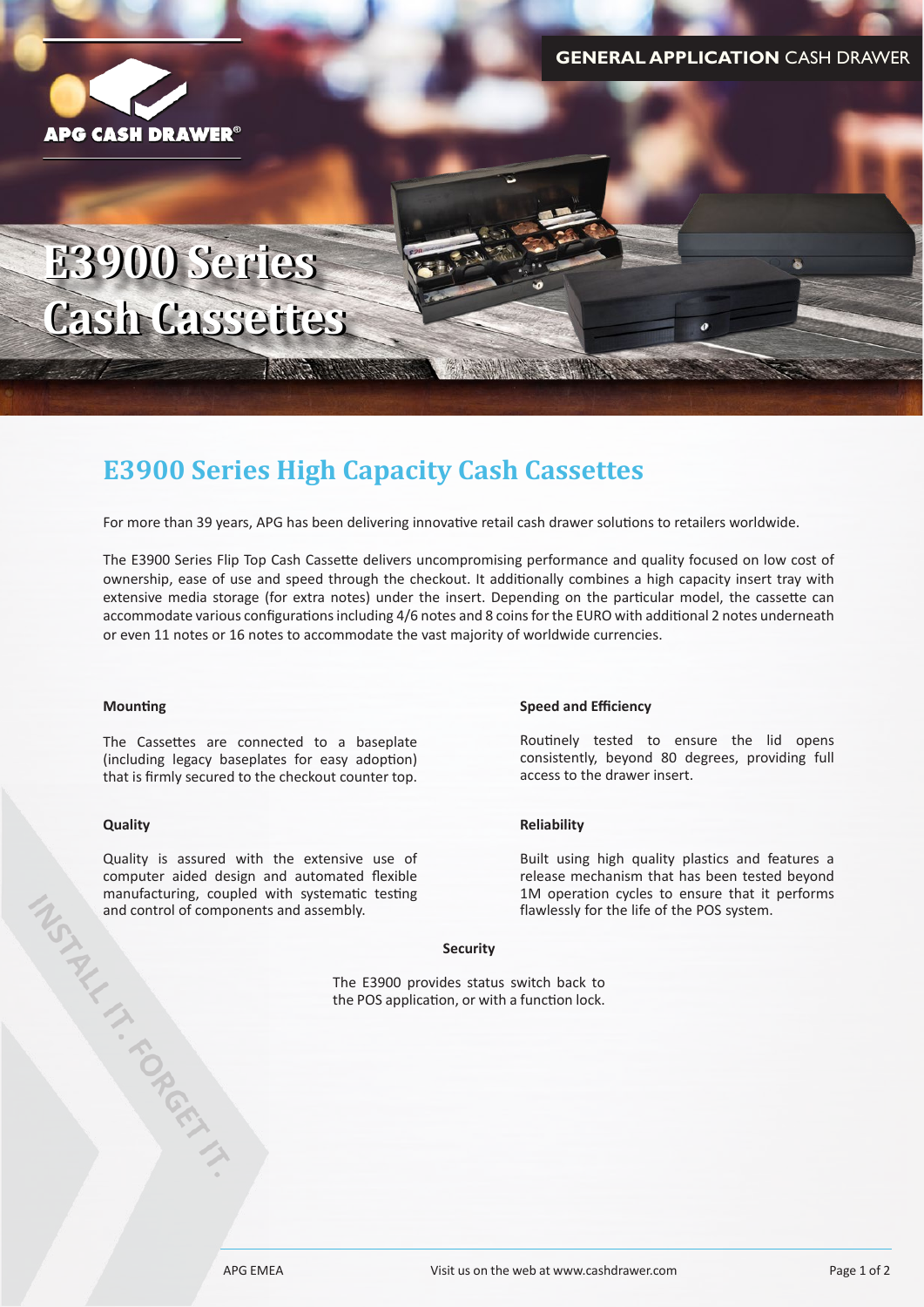**GENERAL APPLICATION** CASH DRAWER

APG CASH DRAWER®

# E3900 Series Cash Cassettes

## E3900 Series High Capacity Cash Cassettes

For more than 39 years, APG has been delivering innovative retail cash drawer solutions to retailers worldwide.

The E3900 Series Flip Top Cash Cassette delivers uncompromising performance and quality focused on low cost of ownership, ease of use and speed through the checkout. It additionally combines a high capacity insert tray with extensive media storage (for extra notes) under the insert. Depending on the particular model, the cassette can accommodate various configurations including 4/6 notes and 8 coins for the EURO with additional 2 notes underneath or even 11 notes or 16 notes to accommodate the vast majority of worldwide currencies.

**Mounting**

The Cassettes are connected to a baseplate (including legacy baseplates for easy adoption) that is firmly secured to the checkout counter top.

**Quality**

Quality is assured with the extensive use of computer aided design and automated flexible manufacturing, coupled with systematic testing and control of components and assembly.

**Speed and Efficiency**

Routinely tested to ensure the lid opens consistently, beyond 80 degrees, providing full access to the drawer insert.

**Reliability**

Built using high quality plastics and features a release mechanism that has been tested beyond 1M operation cycles to ensure that it performs flawlessly for the life of the POS system.

**Security**

The E3900 provides status switch back to the POS application, or with a function lock.

INSTALL IT. FORGET IT.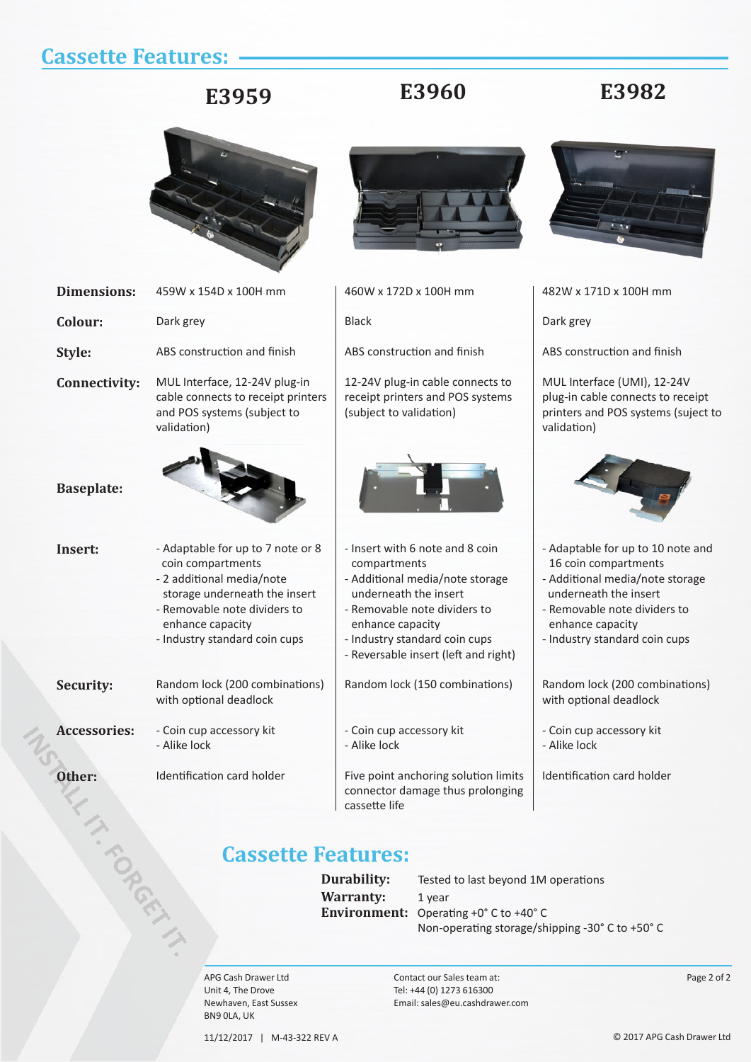## Cassette Features:

| | E3959 | E3960 | E3982 |
|---|---|---|---|
| **Dimensions:** | 459W x 154D x 100H mm | 460W x 172D x 100H mm | 482W x 171D x 100H mm |
| **Colour:** | Dark grey | Black | Dark grey |
| **Style:** | ABS construction and finish | ABS construction and finish | ABS construction and finish |
| **Connectivity:** | MUL Interface, 12-24V plug-in cable connects to receipt printers and POS systems (subject to validation) | 12-24V plug-in cable connects to receipt printers and POS systems (subject to validation) | MUL Interface (UMI), 12-24V plug-in cable connects to receipt printers and POS systems (suject to validation) |
| **Baseplate:** | | | |
| **Insert:** | - Adaptable for up to 7 note or 8 coin compartments<br>- 2 additional media/note storage underneath the insert<br>- Removable note dividers to enhance capacity<br>- Industry standard coin cups | - Insert with 6 note and 8 coin compartments<br>- Additional media/note storage underneath the insert<br>- Removable note dividers to enhance capacity<br>- Industry standard coin cups<br>- Reversable insert (left and right) | - Adaptable for up to 10 note and 16 coin compartments<br>- Additional media/note storage underneath the insert<br>- Removable note dividers to enhance capacity<br>- Industry standard coin cups |
| **Security:** | Random lock (200 combinations) with optional deadlock | Random lock (150 combinations) | Random lock (200 combinations) with optional deadlock |
| **Accessories:** | - Coin cup accessory kit<br>- Alike lock | - Coin cup accessory kit<br>- Alike lock | - Coin cup accessory kit<br>- Alike lock |
| **Other:** | Identification card holder | Five point anchoring solution limits connector damage thus prolonging cassette life | Identification card holder |

## Cassette Features:

**Durability:** Tested to last beyond 1M operations
**Warranty:** 1 year
**Environment:** Operating +0° C to +40° C
Non-operating storage/shipping -30° C to +50° C

INSTALL IT. FORGET IT.

APG Cash Drawer Ltd
Unit 4, The Drove
Newhaven, East Sussex
BN9 0LA, UK

Contact our Sales team at:
Tel: +44 (0) 1273 616300
Email: sales@eu.cashdrawer.com

11/12/2017 | M-43-322 REV A

© 2017 APG Cash Drawer Ltd